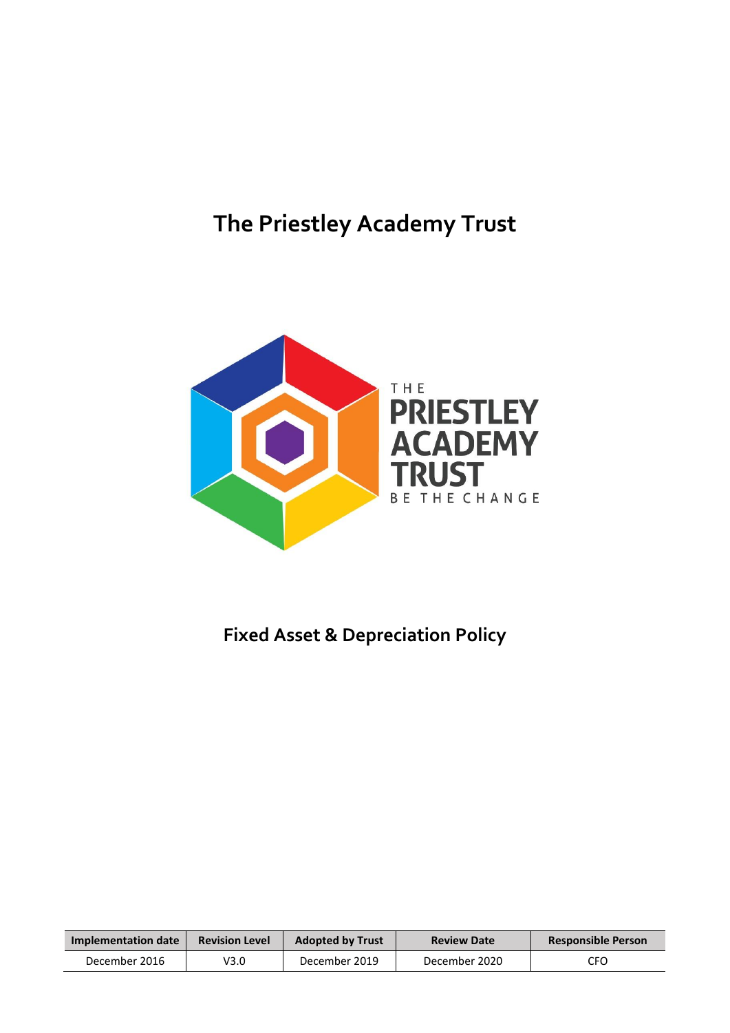# The Priestley Academy Trust

## Fixed Asset & Depreciation Policy

| Implementation date | Revision Level | Adopted by Trust | Review Date | Responsible Person |
|---|---|---|---|---|
| December 2016 | V3.0 | December 2019 | December 2020 | CFO |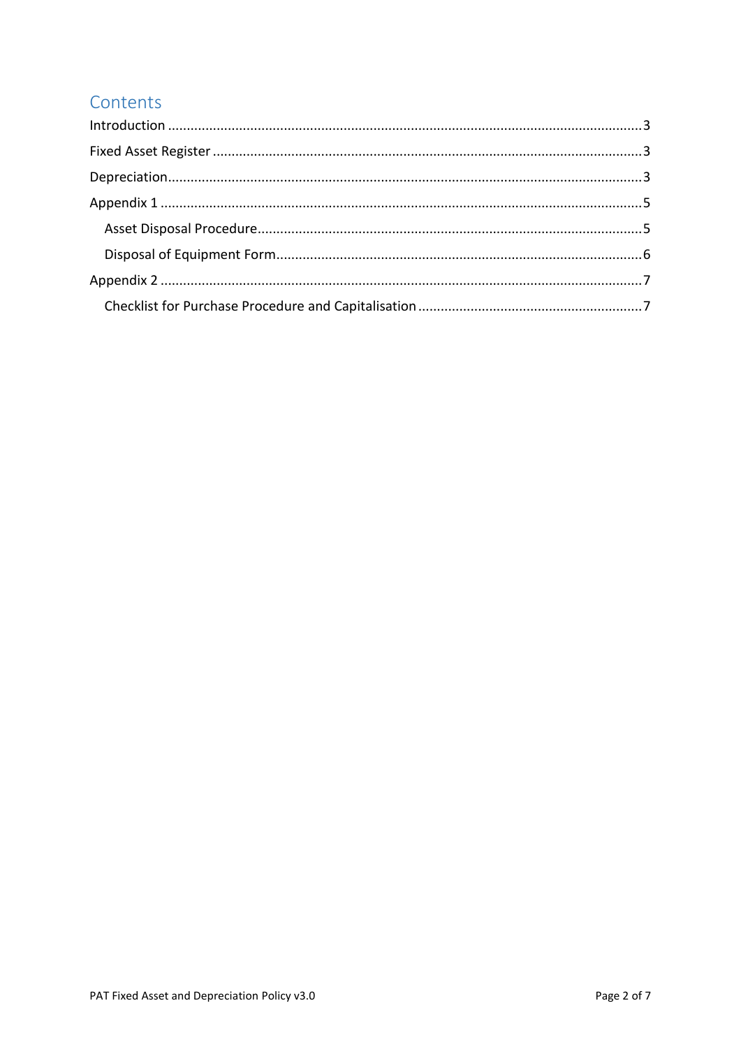# Contents

Introduction .......... 3

Fixed Asset Register .......... 3

Depreciation .......... 3

Appendix 1 .......... 5

- Asset Disposal Procedure .......... 5
- Disposal of Equipment Form .......... 6

Appendix 2 .......... 7

- Checklist for Purchase Procedure and Capitalisation .......... 7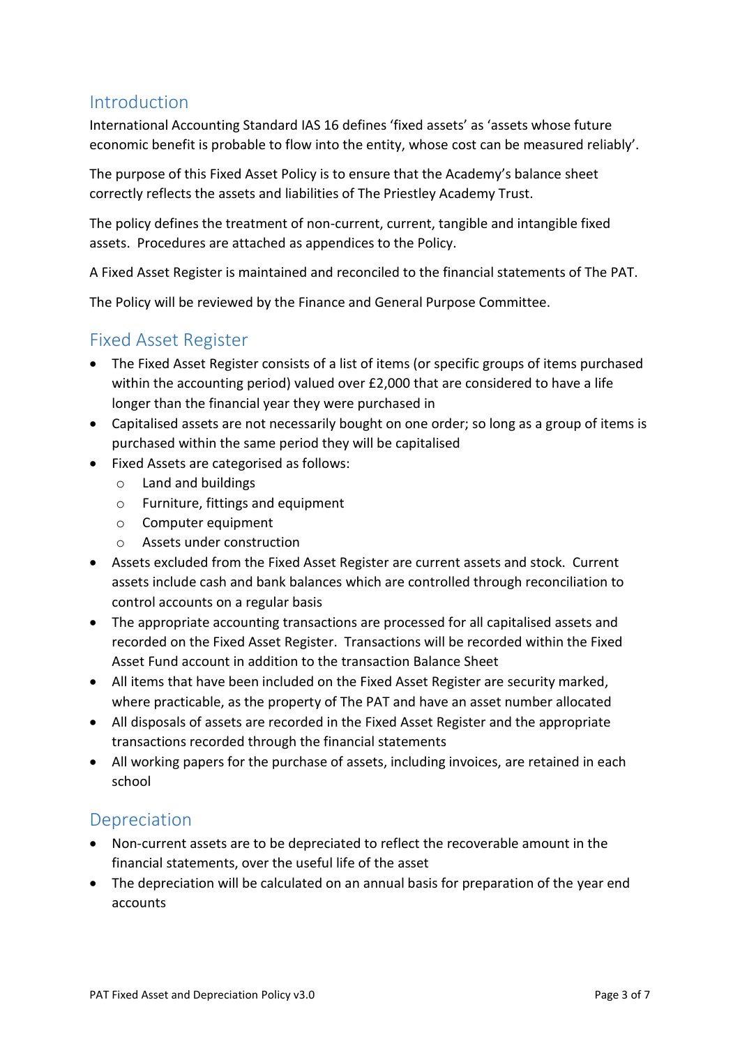## Introduction

International Accounting Standard IAS 16 defines 'fixed assets' as 'assets whose future economic benefit is probable to flow into the entity, whose cost can be measured reliably'.

The purpose of this Fixed Asset Policy is to ensure that the Academy's balance sheet correctly reflects the assets and liabilities of The Priestley Academy Trust.

The policy defines the treatment of non-current, current, tangible and intangible fixed assets. Procedures are attached as appendices to the Policy.

A Fixed Asset Register is maintained and reconciled to the financial statements of The PAT.

The Policy will be reviewed by the Finance and General Purpose Committee.

## Fixed Asset Register

- The Fixed Asset Register consists of a list of items (or specific groups of items purchased within the accounting period) valued over £2,000 that are considered to have a life longer than the financial year they were purchased in
- Capitalised assets are not necessarily bought on one order; so long as a group of items is purchased within the same period they will be capitalised
- Fixed Assets are categorised as follows:
  - Land and buildings
  - Furniture, fittings and equipment
  - Computer equipment
  - Assets under construction
- Assets excluded from the Fixed Asset Register are current assets and stock. Current assets include cash and bank balances which are controlled through reconciliation to control accounts on a regular basis
- The appropriate accounting transactions are processed for all capitalised assets and recorded on the Fixed Asset Register. Transactions will be recorded within the Fixed Asset Fund account in addition to the transaction Balance Sheet
- All items that have been included on the Fixed Asset Register are security marked, where practicable, as the property of The PAT and have an asset number allocated
- All disposals of assets are recorded in the Fixed Asset Register and the appropriate transactions recorded through the financial statements
- All working papers for the purchase of assets, including invoices, are retained in each school

## Depreciation

- Non-current assets are to be depreciated to reflect the recoverable amount in the financial statements, over the useful life of the asset
- The depreciation will be calculated on an annual basis for preparation of the year end accounts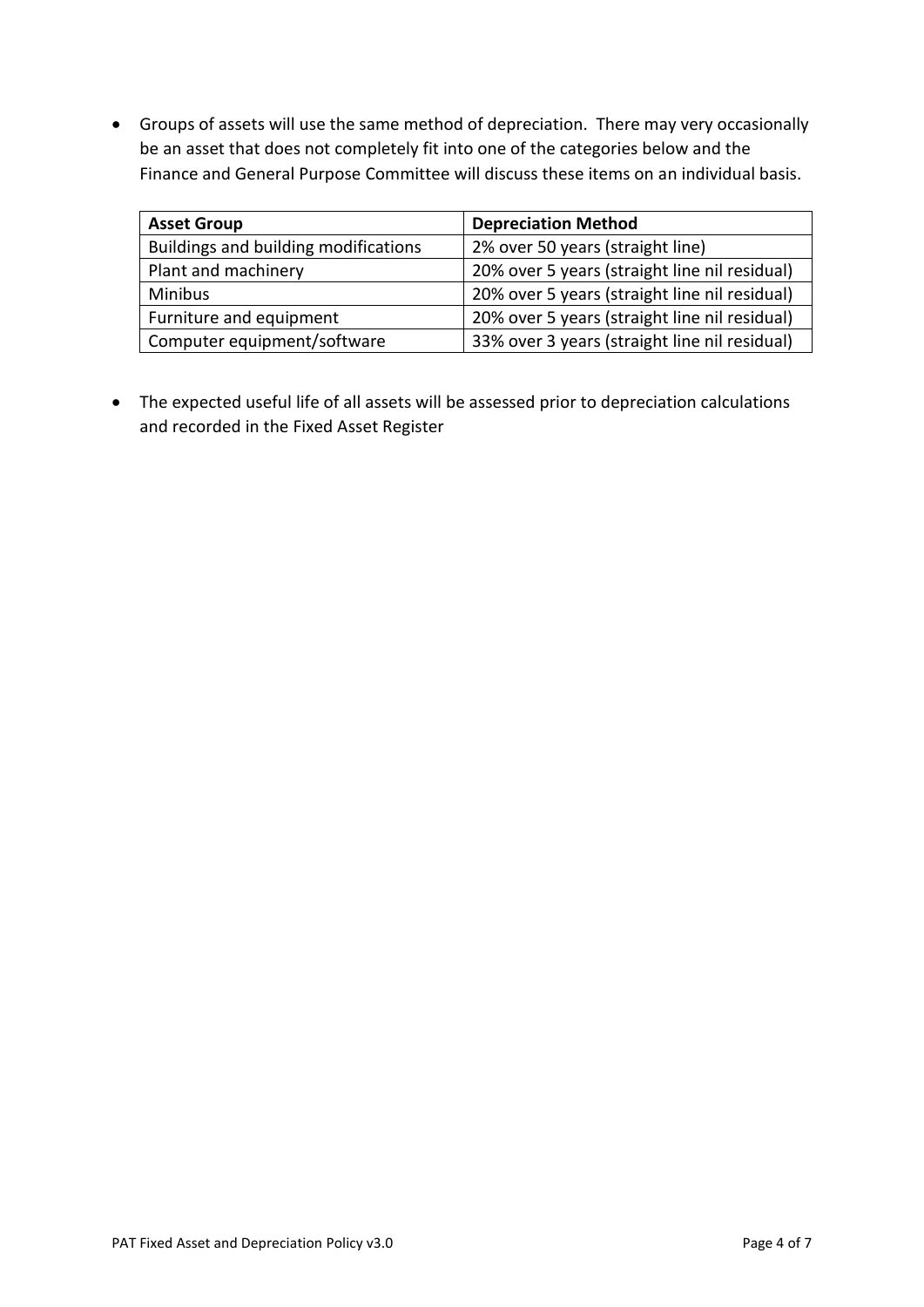- Groups of assets will use the same method of depreciation. There may very occasionally be an asset that does not completely fit into one of the categories below and the Finance and General Purpose Committee will discuss these items on an individual basis.

| Asset Group | Depreciation Method |
| --- | --- |
| Buildings and building modifications | 2% over 50 years (straight line) |
| Plant and machinery | 20% over 5 years (straight line nil residual) |
| Minibus | 20% over 5 years (straight line nil residual) |
| Furniture and equipment | 20% over 5 years (straight line nil residual) |
| Computer equipment/software | 33% over 3 years (straight line nil residual) |

- The expected useful life of all assets will be assessed prior to depreciation calculations and recorded in the Fixed Asset Register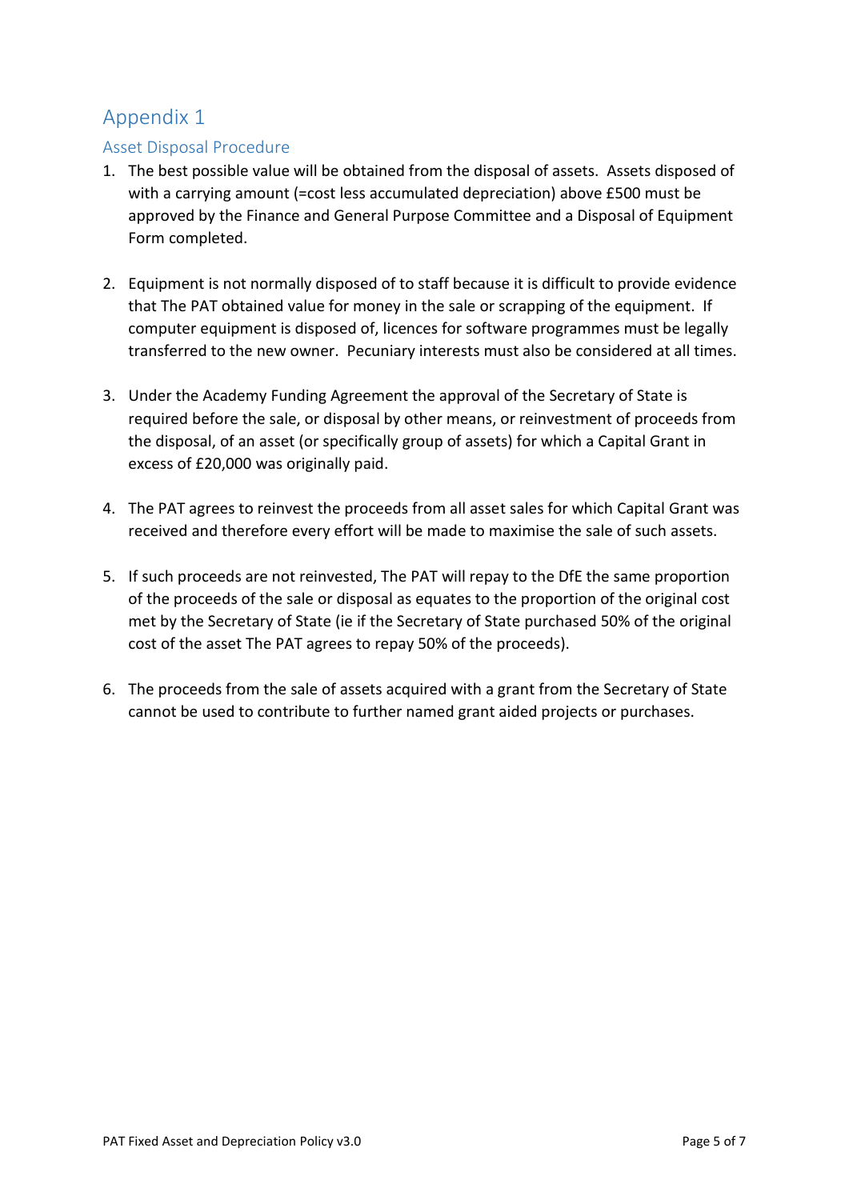# Appendix 1

## Asset Disposal Procedure

1. The best possible value will be obtained from the disposal of assets. Assets disposed of with a carrying amount (=cost less accumulated depreciation) above £500 must be approved by the Finance and General Purpose Committee and a Disposal of Equipment Form completed.

2. Equipment is not normally disposed of to staff because it is difficult to provide evidence that The PAT obtained value for money in the sale or scrapping of the equipment. If computer equipment is disposed of, licences for software programmes must be legally transferred to the new owner. Pecuniary interests must also be considered at all times.

3. Under the Academy Funding Agreement the approval of the Secretary of State is required before the sale, or disposal by other means, or reinvestment of proceeds from the disposal, of an asset (or specifically group of assets) for which a Capital Grant in excess of £20,000 was originally paid.

4. The PAT agrees to reinvest the proceeds from all asset sales for which Capital Grant was received and therefore every effort will be made to maximise the sale of such assets.

5. If such proceeds are not reinvested, The PAT will repay to the DfE the same proportion of the proceeds of the sale or disposal as equates to the proportion of the original cost met by the Secretary of State (ie if the Secretary of State purchased 50% of the original cost of the asset The PAT agrees to repay 50% of the proceeds).

6. The proceeds from the sale of assets acquired with a grant from the Secretary of State cannot be used to contribute to further named grant aided projects or purchases.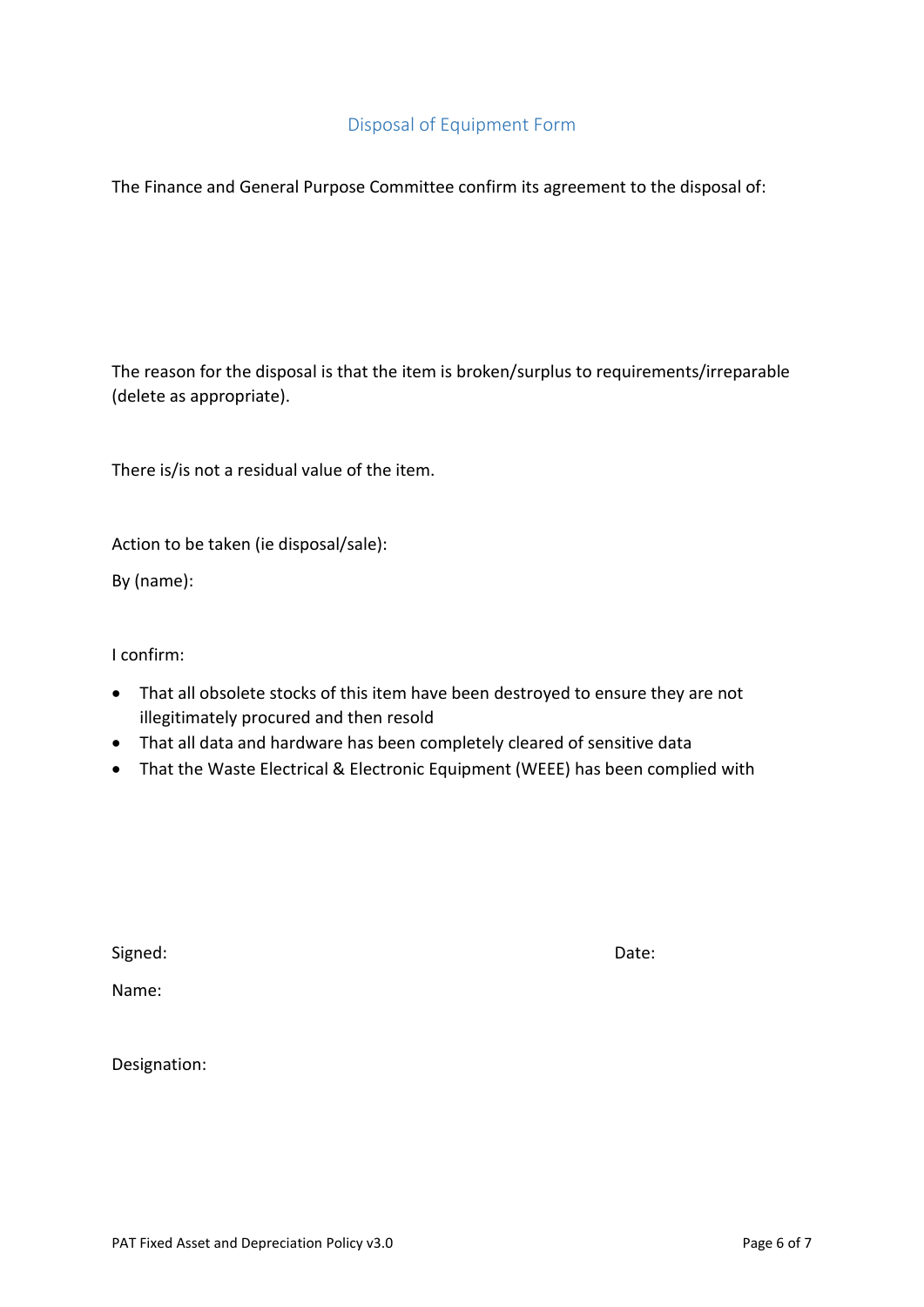## Disposal of Equipment Form

The Finance and General Purpose Committee confirm its agreement to the disposal of:

The reason for the disposal is that the item is broken/surplus to requirements/irreparable (delete as appropriate).

There is/is not a residual value of the item.

Action to be taken (ie disposal/sale):

By (name):

I confirm:

- That all obsolete stocks of this item have been destroyed to ensure they are not illegitimately procured and then resold
- That all data and hardware has been completely cleared of sensitive data
- That the Waste Electrical & Electronic Equipment (WEEE) has been complied with

Signed: Date:

Name:

Designation: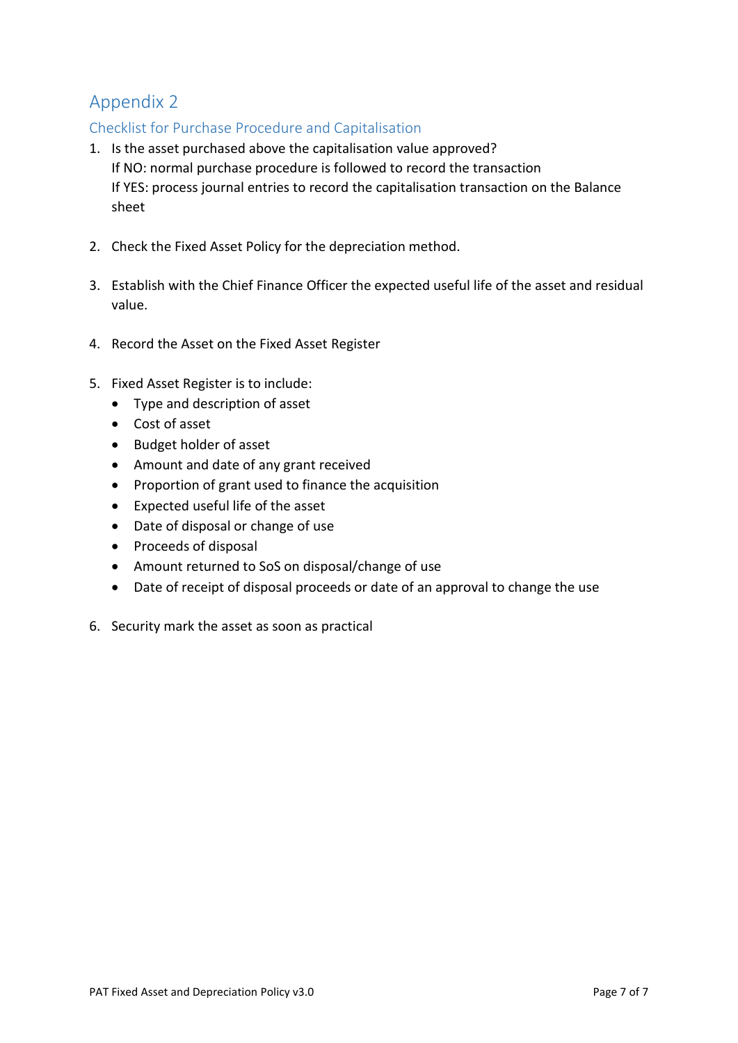## Appendix 2

### Checklist for Purchase Procedure and Capitalisation

1. Is the asset purchased above the capitalisation value approved?
   If NO: normal purchase procedure is followed to record the transaction
   If YES: process journal entries to record the capitalisation transaction on the Balance sheet

2. Check the Fixed Asset Policy for the depreciation method.

3. Establish with the Chief Finance Officer the expected useful life of the asset and residual value.

4. Record the Asset on the Fixed Asset Register

5. Fixed Asset Register is to include:
   - Type and description of asset
   - Cost of asset
   - Budget holder of asset
   - Amount and date of any grant received
   - Proportion of grant used to finance the acquisition
   - Expected useful life of the asset
   - Date of disposal or change of use
   - Proceeds of disposal
   - Amount returned to SoS on disposal/change of use
   - Date of receipt of disposal proceeds or date of an approval to change the use

6. Security mark the asset as soon as practical